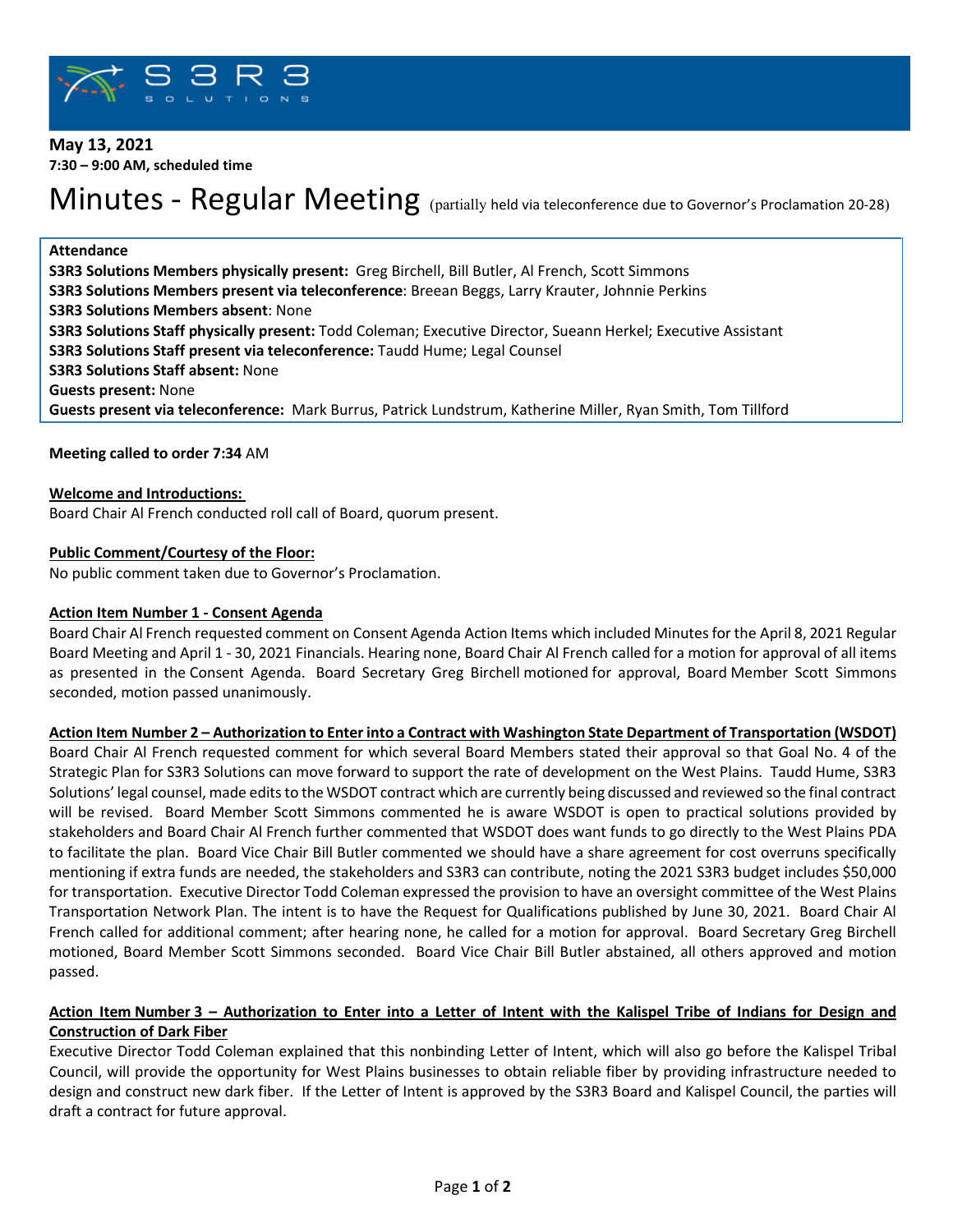**May 13, 2021**
**7:30 – 9:00 AM, scheduled time**

# Minutes - Regular Meeting (partially held via teleconference due to Governor's Proclamation 20-28)

**Attendance**
**S3R3 Solutions Members physically present:** Greg Birchell, Bill Butler, Al French, Scott Simmons
**S3R3 Solutions Members present via teleconference**: Breean Beggs, Larry Krauter, Johnnie Perkins
**S3R3 Solutions Members absent**: None
**S3R3 Solutions Staff physically present:** Todd Coleman; Executive Director, Sueann Herkel; Executive Assistant
**S3R3 Solutions Staff present via teleconference:** Taudd Hume; Legal Counsel
**S3R3 Solutions Staff absent:** None
**Guests present:** None
**Guests present via teleconference:** Mark Burrus, Patrick Lundstrum, Katherine Miller, Ryan Smith, Tom Tillford

**Meeting called to order 7:34** AM

**Welcome and Introductions:**
Board Chair Al French conducted roll call of Board, quorum present.

**Public Comment/Courtesy of the Floor:**
No public comment taken due to Governor's Proclamation.

**Action Item Number 1 - Consent Agenda**
Board Chair Al French requested comment on Consent Agenda Action Items which included Minutes for the April 8, 2021 Regular Board Meeting and April 1 - 30, 2021 Financials. Hearing none, Board Chair Al French called for a motion for approval of all items as presented in the Consent Agenda. Board Secretary Greg Birchell motioned for approval, Board Member Scott Simmons seconded, motion passed unanimously.

**Action Item Number 2 – Authorization to Enter into a Contract with Washington State Department of Transportation (WSDOT)**
Board Chair Al French requested comment for which several Board Members stated their approval so that Goal No. 4 of the Strategic Plan for S3R3 Solutions can move forward to support the rate of development on the West Plains. Taudd Hume, S3R3 Solutions' legal counsel, made edits to the WSDOT contract which are currently being discussed and reviewed so the final contract will be revised. Board Member Scott Simmons commented he is aware WSDOT is open to practical solutions provided by stakeholders and Board Chair Al French further commented that WSDOT does want funds to go directly to the West Plains PDA to facilitate the plan. Board Vice Chair Bill Butler commented we should have a share agreement for cost overruns specifically mentioning if extra funds are needed, the stakeholders and S3R3 can contribute, noting the 2021 S3R3 budget includes $50,000 for transportation. Executive Director Todd Coleman expressed the provision to have an oversight committee of the West Plains Transportation Network Plan. The intent is to have the Request for Qualifications published by June 30, 2021. Board Chair Al French called for additional comment; after hearing none, he called for a motion for approval. Board Secretary Greg Birchell motioned, Board Member Scott Simmons seconded. Board Vice Chair Bill Butler abstained, all others approved and motion passed.

**Action Item Number 3 – Authorization to Enter into a Letter of Intent with the Kalispel Tribe of Indians for Design and Construction of Dark Fiber**
Executive Director Todd Coleman explained that this nonbinding Letter of Intent, which will also go before the Kalispel Tribal Council, will provide the opportunity for West Plains businesses to obtain reliable fiber by providing infrastructure needed to design and construct new dark fiber. If the Letter of Intent is approved by the S3R3 Board and Kalispel Council, the parties will draft a contract for future approval.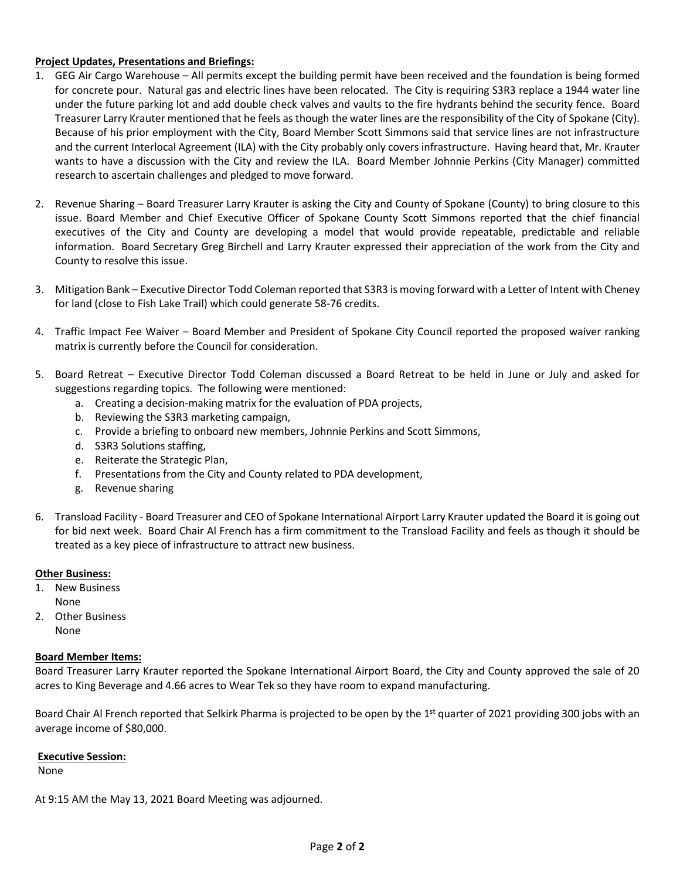**Project Updates, Presentations and Briefings:**

1. GEG Air Cargo Warehouse – All permits except the building permit have been received and the foundation is being formed for concrete pour. Natural gas and electric lines have been relocated. The City is requiring S3R3 replace a 1944 water line under the future parking lot and add double check valves and vaults to the fire hydrants behind the security fence. Board Treasurer Larry Krauter mentioned that he feels as though the water lines are the responsibility of the City of Spokane (City). Because of his prior employment with the City, Board Member Scott Simmons said that service lines are not infrastructure and the current Interlocal Agreement (ILA) with the City probably only covers infrastructure. Having heard that, Mr. Krauter wants to have a discussion with the City and review the ILA. Board Member Johnnie Perkins (City Manager) committed research to ascertain challenges and pledged to move forward.

2. Revenue Sharing – Board Treasurer Larry Krauter is asking the City and County of Spokane (County) to bring closure to this issue. Board Member and Chief Executive Officer of Spokane County Scott Simmons reported that the chief financial executives of the City and County are developing a model that would provide repeatable, predictable and reliable information. Board Secretary Greg Birchell and Larry Krauter expressed their appreciation of the work from the City and County to resolve this issue.

3. Mitigation Bank – Executive Director Todd Coleman reported that S3R3 is moving forward with a Letter of Intent with Cheney for land (close to Fish Lake Trail) which could generate 58-76 credits.

4. Traffic Impact Fee Waiver – Board Member and President of Spokane City Council reported the proposed waiver ranking matrix is currently before the Council for consideration.

5. Board Retreat – Executive Director Todd Coleman discussed a Board Retreat to be held in June or July and asked for suggestions regarding topics. The following were mentioned:
   a. Creating a decision-making matrix for the evaluation of PDA projects,
   b. Reviewing the S3R3 marketing campaign,
   c. Provide a briefing to onboard new members, Johnnie Perkins and Scott Simmons,
   d. S3R3 Solutions staffing,
   e. Reiterate the Strategic Plan,
   f. Presentations from the City and County related to PDA development,
   g. Revenue sharing

6. Transload Facility - Board Treasurer and CEO of Spokane International Airport Larry Krauter updated the Board it is going out for bid next week. Board Chair Al French has a firm commitment to the Transload Facility and feels as though it should be treated as a key piece of infrastructure to attract new business.

**Other Business:**

1. New Business
   None
2. Other Business
   None

**Board Member Items:**

Board Treasurer Larry Krauter reported the Spokane International Airport Board, the City and County approved the sale of 20 acres to King Beverage and 4.66 acres to Wear Tek so they have room to expand manufacturing.

Board Chair Al French reported that Selkirk Pharma is projected to be open by the 1st quarter of 2021 providing 300 jobs with an average income of $80,000.

**Executive Session:**

None

At 9:15 AM the May 13, 2021 Board Meeting was adjourned.